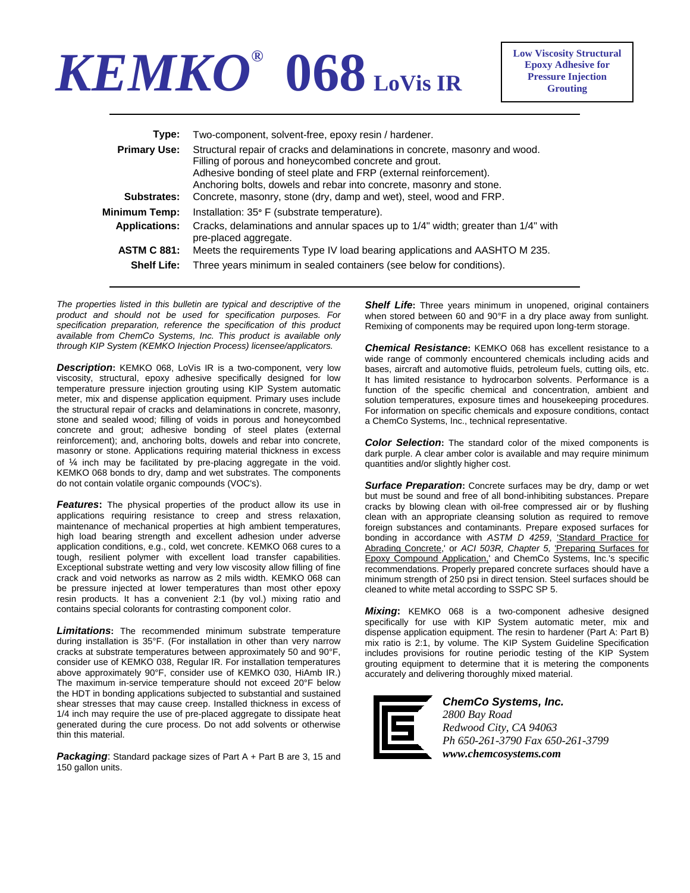# KEMKO® 068 LoVis IR

**Low Viscosity Structural Epoxy Adhesive for Pressure Injection Grouting**

| | |
|---|---|
| **Type:** | Two-component, solvent-free, epoxy resin / hardener. |
| **Primary Use:** | Structural repair of cracks and delaminations in concrete, masonry and wood. Filling of porous and honeycombed concrete and grout. Adhesive bonding of steel plate and FRP (external reinforcement). Anchoring bolts, dowels and rebar into concrete, masonry and stone. |
| **Substrates:** | Concrete, masonry, stone (dry, damp and wet), steel, wood and FRP. |
| **Minimum Temp:** | Installation: 35° F (substrate temperature). |
| **Applications:** | Cracks, delaminations and annular spaces up to 1/4" width; greater than 1/4" with pre-placed aggregate. |
| **ASTM C 881:** | Meets the requirements Type IV load bearing applications and AASHTO M 235. |
| **Shelf Life:** | Three years minimum in sealed containers (see below for conditions). |

*The properties listed in this bulletin are typical and descriptive of the product and should not be used for specification purposes. For specification preparation, reference the specification of this product available from ChemCo Systems, Inc. This product is available only through KIP System (KEMKO Injection Process) licensee/applicators.*

***Description*:** KEMKO 068, LoVis IR is a two-component, very low viscosity, structural, epoxy adhesive specifically designed for low temperature pressure injection grouting using KIP System automatic meter, mix and dispense application equipment. Primary uses include the structural repair of cracks and delaminations in concrete, masonry, stone and sealed wood; filling of voids in porous and honeycombed concrete and grout; adhesive bonding of steel plates (external reinforcement); and, anchoring bolts, dowels and rebar into concrete, masonry or stone. Applications requiring material thickness in excess of ¼ inch may be facilitated by pre-placing aggregate in the void. KEMKO 068 bonds to dry, damp and wet substrates. The components do not contain volatile organic compounds (VOC's).

***Features*:** The physical properties of the product allow its use in applications requiring resistance to creep and stress relaxation, maintenance of mechanical properties at high ambient temperatures, high load bearing strength and excellent adhesion under adverse application conditions, e.g., cold, wet concrete. KEMKO 068 cures to a tough, resilient polymer with excellent load transfer capabilities. Exceptional substrate wetting and very low viscosity allow filling of fine crack and void networks as narrow as 2 mils width. KEMKO 068 can be pressure injected at lower temperatures than most other epoxy resin products. It has a convenient 2:1 (by vol.) mixing ratio and contains special colorants for contrasting component color.

***Limitations*:** The recommended minimum substrate temperature during installation is 35°F. (For installation in other than very narrow cracks at substrate temperatures between approximately 50 and 90°F, consider use of KEMKO 038, Regular IR. For installation temperatures above approximately 90°F, consider use of KEMKO 030, HiAmb IR.) The maximum in-service temperature should not exceed 20°F below the HDT in bonding applications subjected to substantial and sustained shear stresses that may cause creep. Installed thickness in excess of 1/4 inch may require the use of pre-placed aggregate to dissipate heat generated during the cure process. Do not add solvents or otherwise thin this material.

***Packaging***: Standard package sizes of Part A + Part B are 3, 15 and 150 gallon units.

***Shelf Life*:** Three years minimum in unopened, original containers when stored between 60 and 90°F in a dry place away from sunlight. Remixing of components may be required upon long-term storage.

***Chemical Resistance*:** KEMKO 068 has excellent resistance to a wide range of commonly encountered chemicals including acids and bases, aircraft and automotive fluids, petroleum fuels, cutting oils, etc. It has limited resistance to hydrocarbon solvents. Performance is a function of the specific chemical and concentration, ambient and solution temperatures, exposure times and housekeeping procedures. For information on specific chemicals and exposure conditions, contact a ChemCo Systems, Inc., technical representative.

***Color Selection*:** The standard color of the mixed components is dark purple. A clear amber color is available and may require minimum quantities and/or slightly higher cost.

***Surface Preparation*:** Concrete surfaces may be dry, damp or wet but must be sound and free of all bond-inhibiting substances. Prepare cracks by blowing clean with oil-free compressed air or by flushing clean with an appropriate cleansing solution as required to remove foreign substances and contaminants. Prepare exposed surfaces for bonding in accordance with *ASTM D 4259*, 'Standard Practice for Abrading Concrete,' or *ACI 503R, Chapter 5,* 'Preparing Surfaces for Epoxy Compound Application,' and ChemCo Systems, Inc.'s specific recommendations. Properly prepared concrete surfaces should have a minimum strength of 250 psi in direct tension. Steel surfaces should be cleaned to white metal according to SSPC SP 5.

***Mixing*:** KEMKO 068 is a two-component adhesive designed specifically for use with KIP System automatic meter, mix and dispense application equipment. The resin to hardener (Part A: Part B) mix ratio is 2:1, by volume. The KIP System Guideline Specification includes provisions for routine periodic testing of the KIP System grouting equipment to determine that it is metering the components accurately and delivering thoroughly mixed material.

***ChemCo Systems, Inc.***
*2800 Bay Road*
*Redwood City, CA 94063*
*Ph 650-261-3790 Fax 650-261-3799*
***www.chemcosystems.com***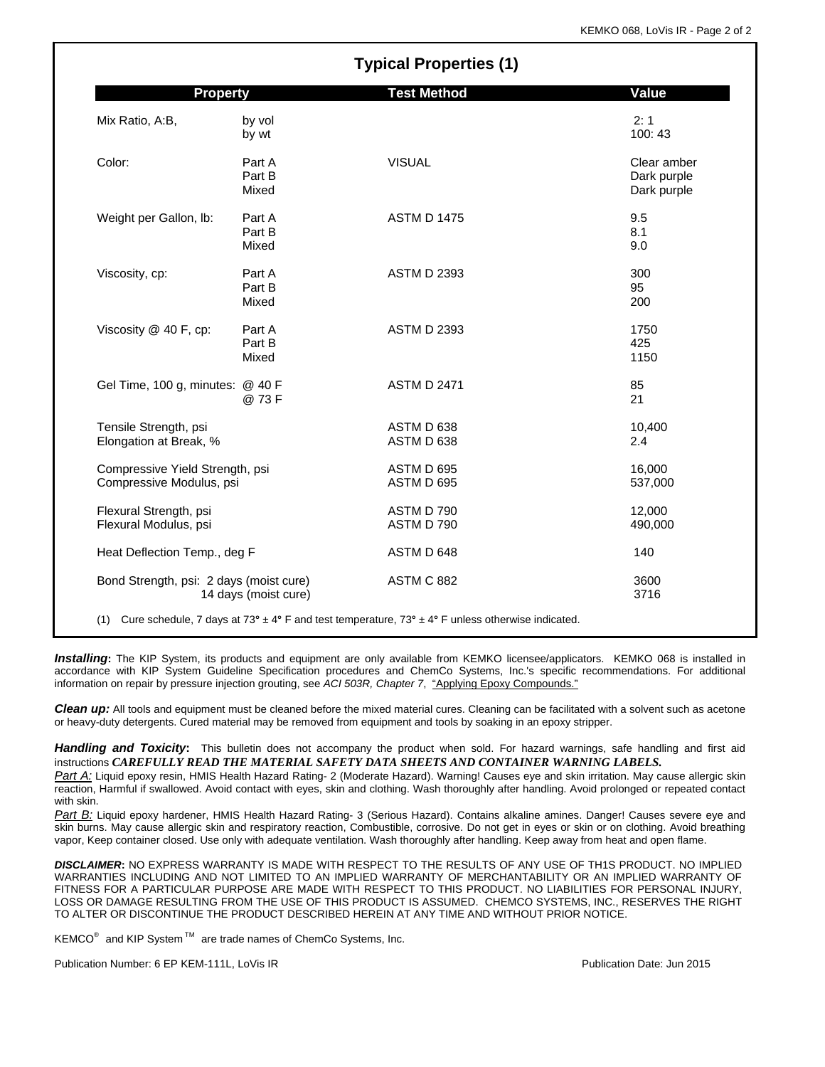## Typical Properties (1)

| Property | | Test Method | Value |
|---|---|---|---|
| Mix Ratio, A:B, | by vol<br>by wt | | 2: 1<br>100: 43 |
| Color: | Part A<br>Part B<br>Mixed | VISUAL | Clear amber<br>Dark purple<br>Dark purple |
| Weight per Gallon, lb: | Part A<br>Part B<br>Mixed | ASTM D 1475 | 9.5<br>8.1<br>9.0 |
| Viscosity, cp: | Part A<br>Part B<br>Mixed | ASTM D 2393 | 300<br>95<br>200 |
| Viscosity @ 40 F, cp: | Part A<br>Part B<br>Mixed | ASTM D 2393 | 1750<br>425<br>1150 |
| Gel Time, 100 g, minutes: | @ 40 F<br>@ 73 F | ASTM D 2471 | 85<br>21 |
| Tensile Strength, psi<br>Elongation at Break, % | | ASTM D 638<br>ASTM D 638 | 10,400<br>2.4 |
| Compressive Yield Strength, psi<br>Compressive Modulus, psi | | ASTM D 695<br>ASTM D 695 | 16,000<br>537,000 |
| Flexural Strength, psi<br>Flexural Modulus, psi | | ASTM D 790<br>ASTM D 790 | 12,000<br>490,000 |
| Heat Deflection Temp., deg F | | ASTM D 648 | 140 |
| Bond Strength, psi: 2 days (moist cure)<br>14 days (moist cure) | | ASTM C 882 | 3600<br>3716 |

(1) Cure schedule, 7 days at 73° ± 4° F and test temperature, 73° ± 4° F unless otherwise indicated.

***Installing*:** The KIP System, its products and equipment are only available from KEMKO licensee/applicators. KEMKO 068 is installed in accordance with KIP System Guideline Specification procedures and ChemCo Systems, Inc.'s specific recommendations. For additional information on repair by pressure injection grouting, see *ACI 503R, Chapter 7*, "Applying Epoxy Compounds."

***Clean up:*** All tools and equipment must be cleaned before the mixed material cures. Cleaning can be facilitated with a solvent such as acetone or heavy-duty detergents. Cured material may be removed from equipment and tools by soaking in an epoxy stripper.

***Handling and Toxicity*:** This bulletin does not accompany the product when sold. For hazard warnings, safe handling and first aid instructions ***CAREFULLY READ THE MATERIAL SAFETY DATA SHEETS AND CONTAINER WARNING LABELS.***

*Part A:* Liquid epoxy resin, HMIS Health Hazard Rating- 2 (Moderate Hazard). Warning! Causes eye and skin irritation. May cause allergic skin reaction, Harmful if swallowed. Avoid contact with eyes, skin and clothing. Wash thoroughly after handling. Avoid prolonged or repeated contact with skin.

*Part B:* Liquid epoxy hardener, HMIS Health Hazard Rating- 3 (Serious Hazard). Contains alkaline amines. Danger! Causes severe eye and skin burns. May cause allergic skin and respiratory reaction, Combustible, corrosive. Do not get in eyes or skin or on clothing. Avoid breathing vapor, Keep container closed. Use only with adequate ventilation. Wash thoroughly after handling. Keep away from heat and open flame.

***DISCLAIMER*:** NO EXPRESS WARRANTY IS MADE WITH RESPECT TO THE RESULTS OF ANY USE OF TH1S PRODUCT. NO IMPLIED WARRANTIES INCLUDING AND NOT LIMITED TO AN IMPLIED WARRANTY OF MERCHANTABILITY OR AN IMPLIED WARRANTY OF FITNESS FOR A PARTICULAR PURPOSE ARE MADE WITH RESPECT TO THIS PRODUCT. NO LIABILITIES FOR PERSONAL INJURY, LOSS OR DAMAGE RESULTING FROM THE USE OF THIS PRODUCT IS ASSUMED. CHEMCO SYSTEMS, INC., RESERVES THE RIGHT TO ALTER OR DISCONTINUE THE PRODUCT DESCRIBED HEREIN AT ANY TIME AND WITHOUT PRIOR NOTICE.

KEMCO® and KIP System™ are trade names of ChemCo Systems, Inc.

Publication Number: 6 EP KEM-111L, LoVis IR

Publication Date: Jun 2015